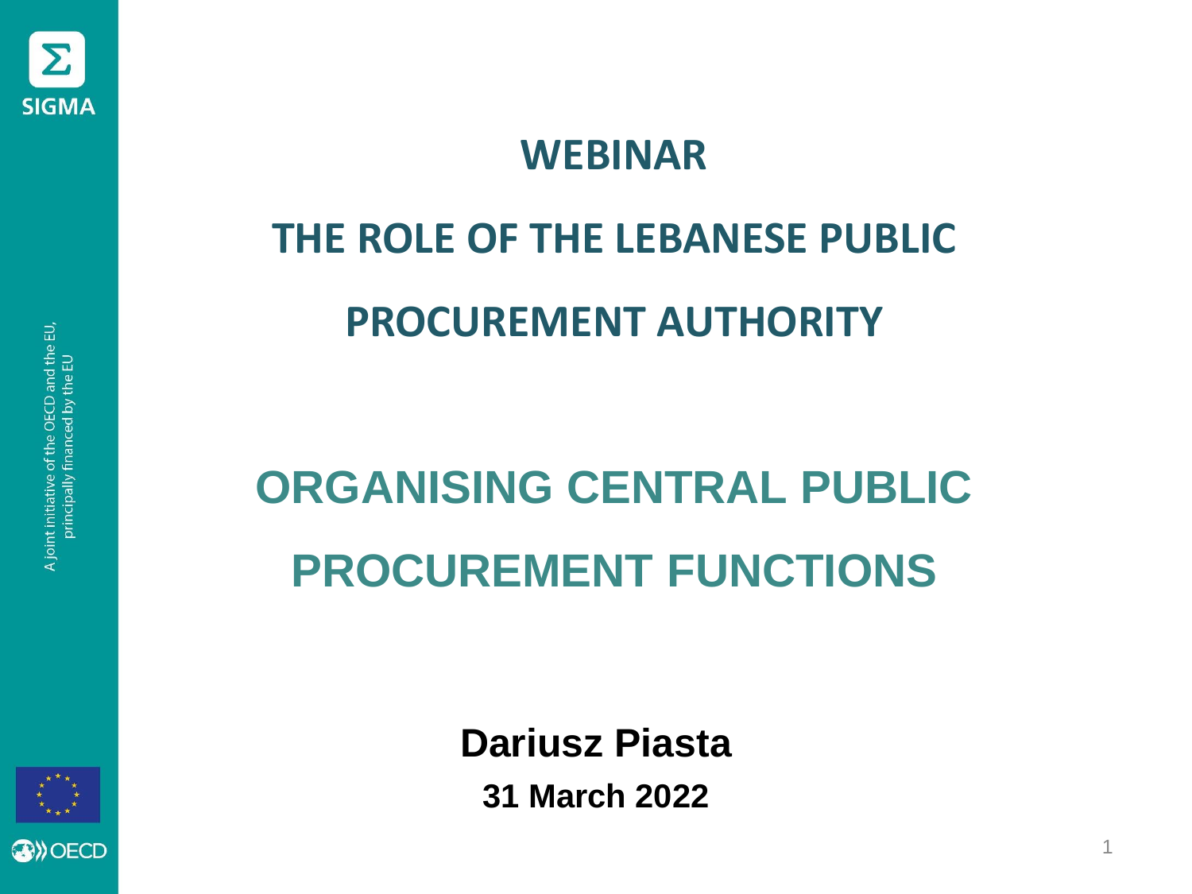SIGMA

A joint initiative of the OECD and the EU, principally financed by the EU

# WEBINAR

# THE ROLE OF THE LEBANESE PUBLIC PROCUREMENT AUTHORITY

# ORGANISING CENTRAL PUBLIC PROCUREMENT FUNCTIONS

**Dariusz Piasta**

**31 March 2022**

OECD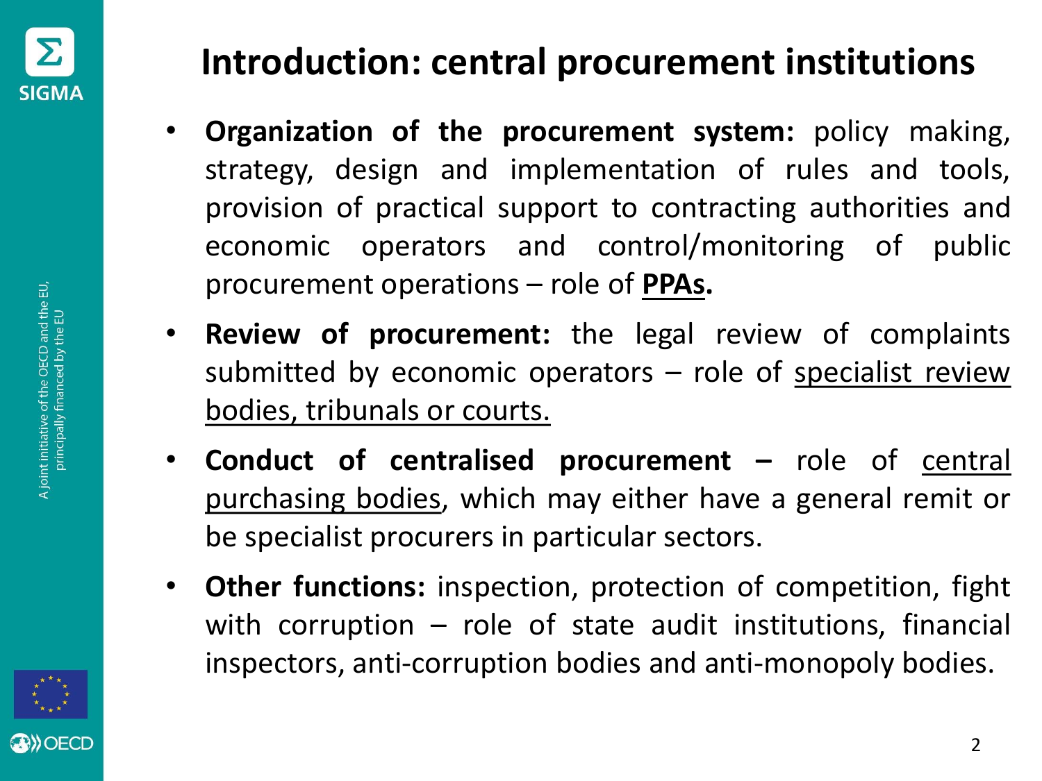# Introduction: central procurement institutions

- **Organization of the procurement system:** policy making, strategy, design and implementation of rules and tools, provision of practical support to contracting authorities and economic operators and control/monitoring of public procurement operations – role of **<u>PPAs</u>.**
- **Review of procurement:** the legal review of complaints submitted by economic operators – role of <u>specialist review bodies, tribunals or courts.</u>
- **Conduct of centralised procurement –** role of <u>central purchasing bodies</u>, which may either have a general remit or be specialist procurers in particular sectors.
- **Other functions:** inspection, protection of competition, fight with corruption – role of state audit institutions, financial inspectors, anti-corruption bodies and anti-monopoly bodies.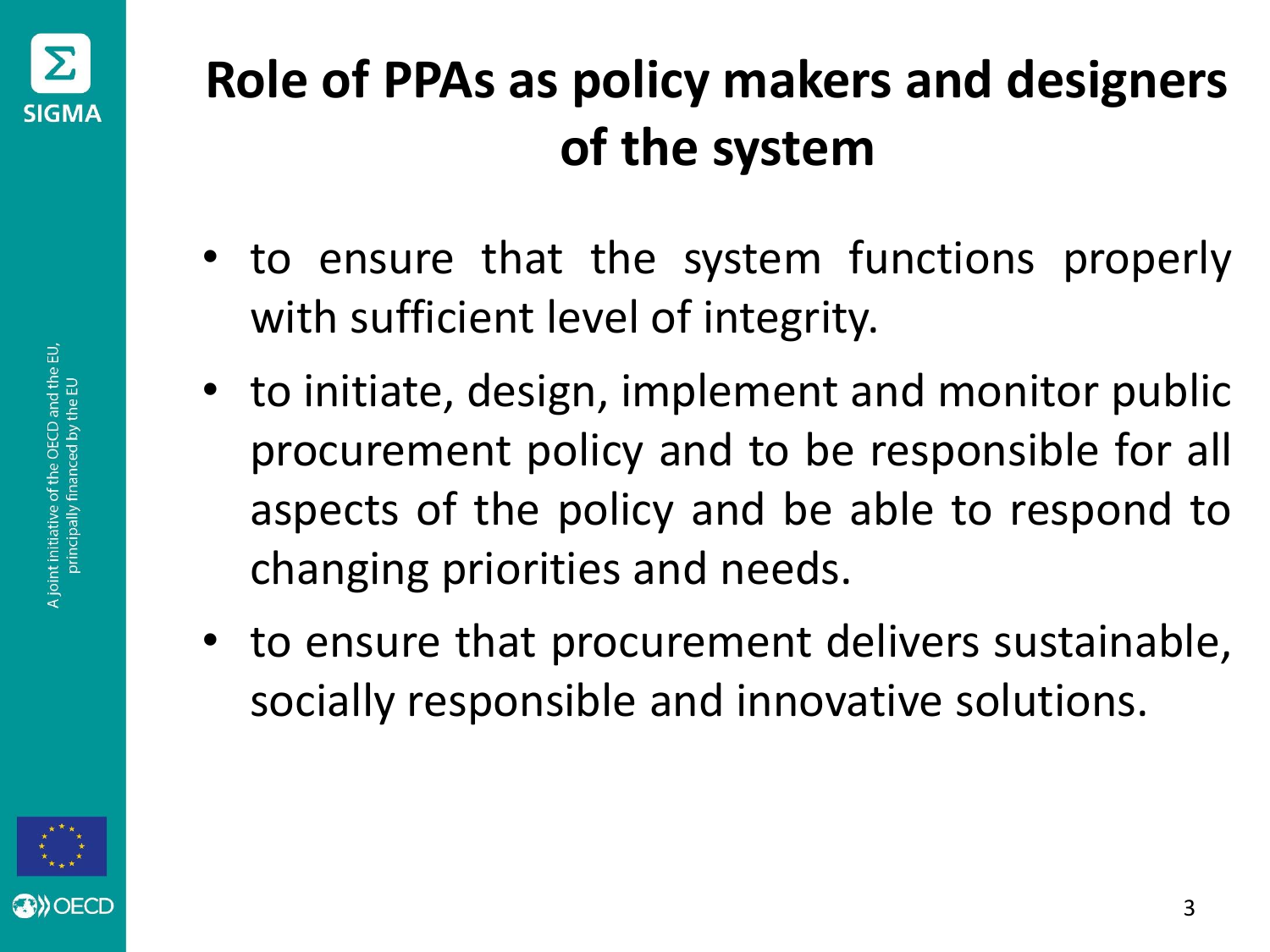# Role of PPAs as policy makers and designers of the system

- to ensure that the system functions properly with sufficient level of integrity.
- to initiate, design, implement and monitor public procurement policy and to be responsible for all aspects of the policy and be able to respond to changing priorities and needs.
- to ensure that procurement delivers sustainable, socially responsible and innovative solutions.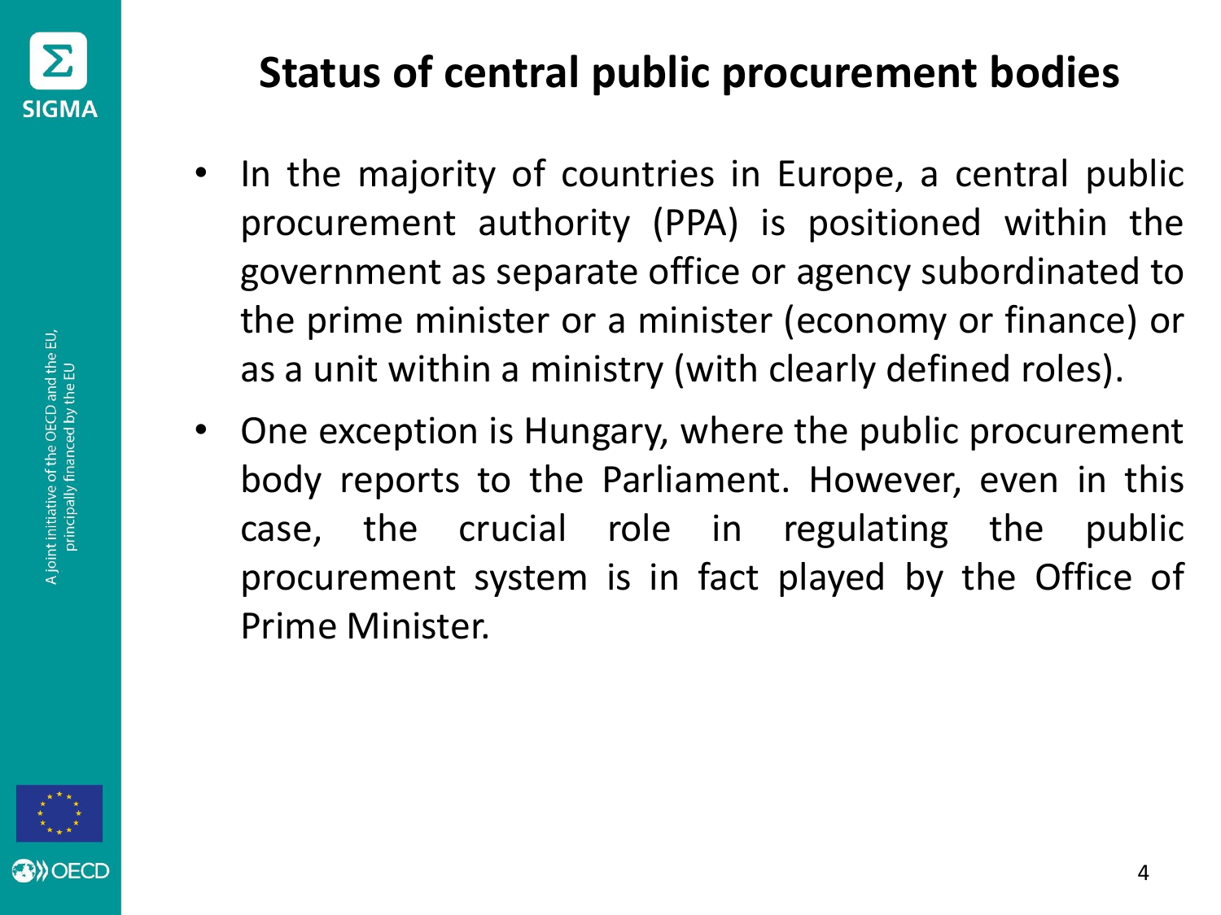# Status of central public procurement bodies

- In the majority of countries in Europe, a central public procurement authority (PPA) is positioned within the government as separate office or agency subordinated to the prime minister or a minister (economy or finance) or as a unit within a ministry (with clearly defined roles).
- One exception is Hungary, where the public procurement body reports to the Parliament. However, even in this case, the crucial role in regulating the public procurement system is in fact played by the Office of Prime Minister.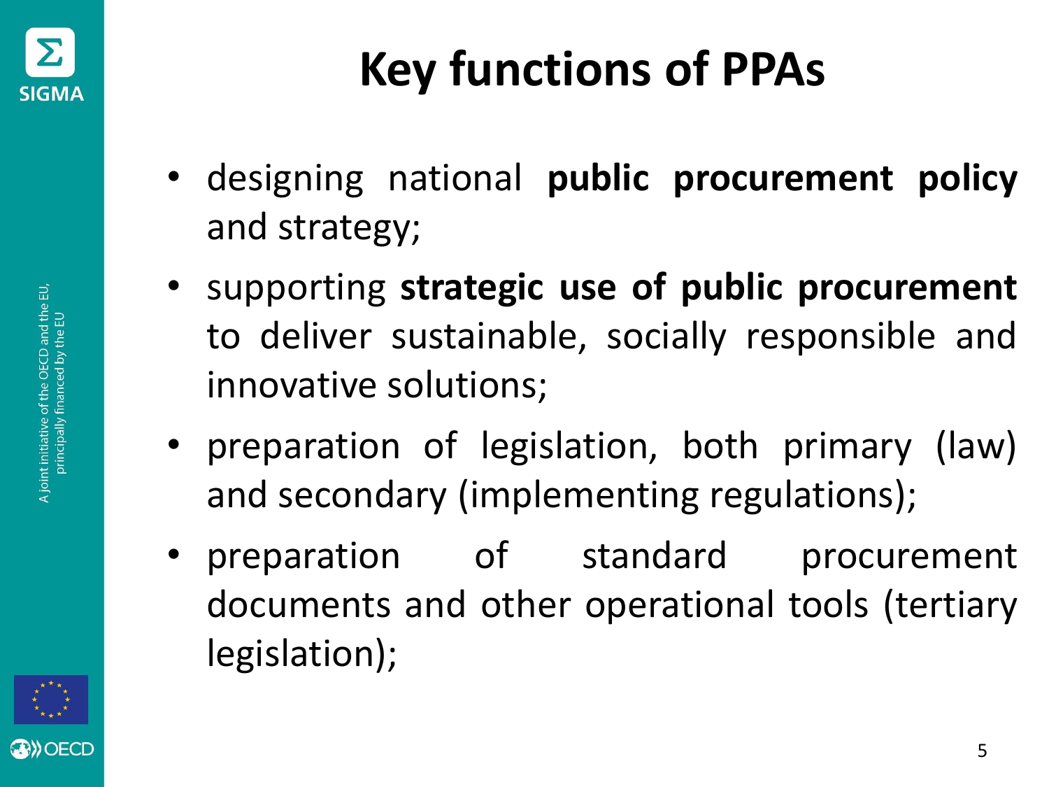# Key functions of PPAs

- designing national **public procurement policy** and strategy;
- supporting **strategic use of public procurement** to deliver sustainable, socially responsible and innovative solutions;
- preparation of legislation, both primary (law) and secondary (implementing regulations);
- preparation of standard procurement documents and other operational tools (tertiary legislation);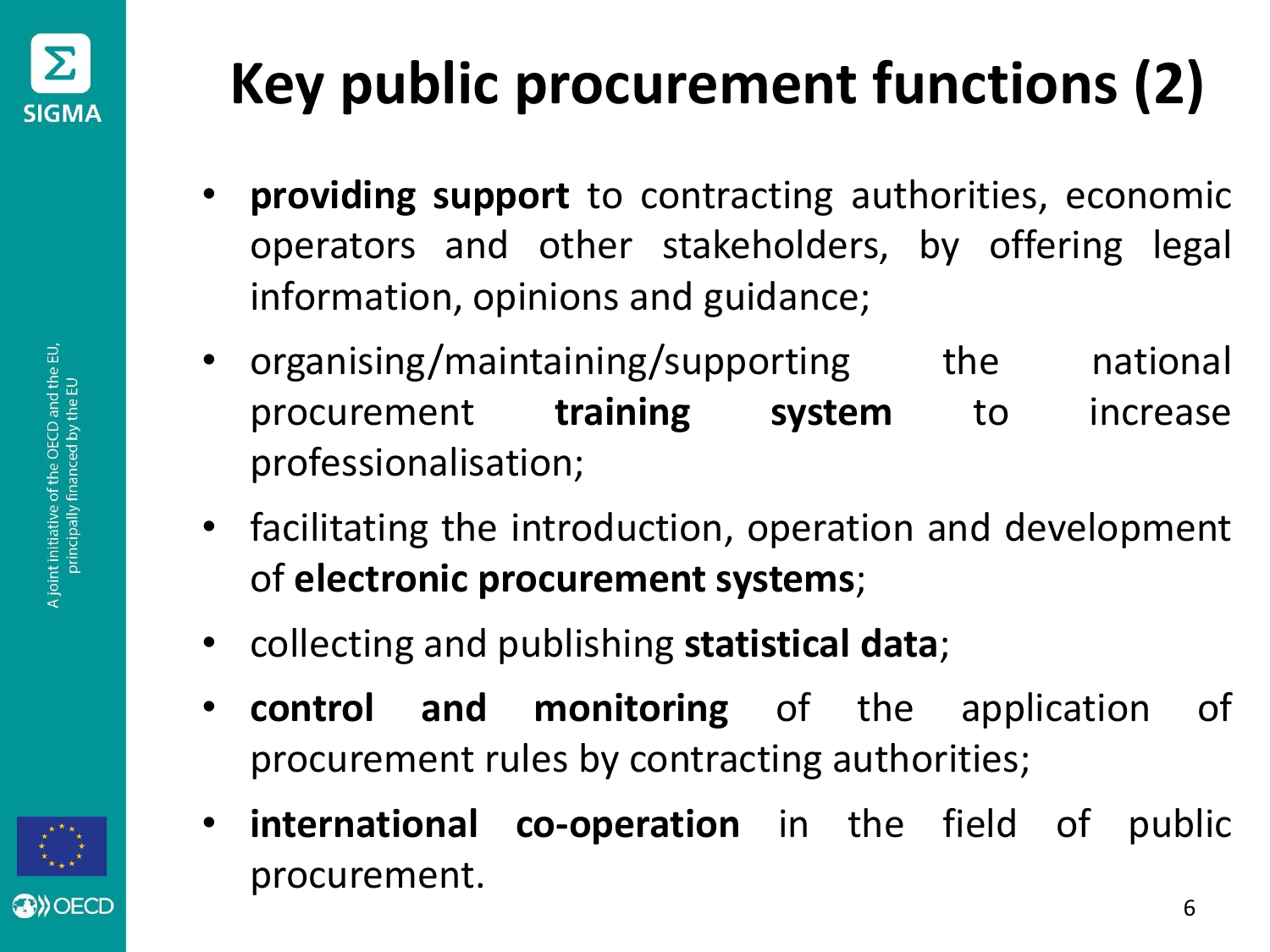# Key public procurement functions (2)

- **providing support** to contracting authorities, economic operators and other stakeholders, by offering legal information, opinions and guidance;
- organising/maintaining/supporting the national procurement **training system** to increase professionalisation;
- facilitating the introduction, operation and development of **electronic procurement systems**;
- collecting and publishing **statistical data**;
- **control and monitoring** of the application of procurement rules by contracting authorities;
- **international co-operation** in the field of public procurement.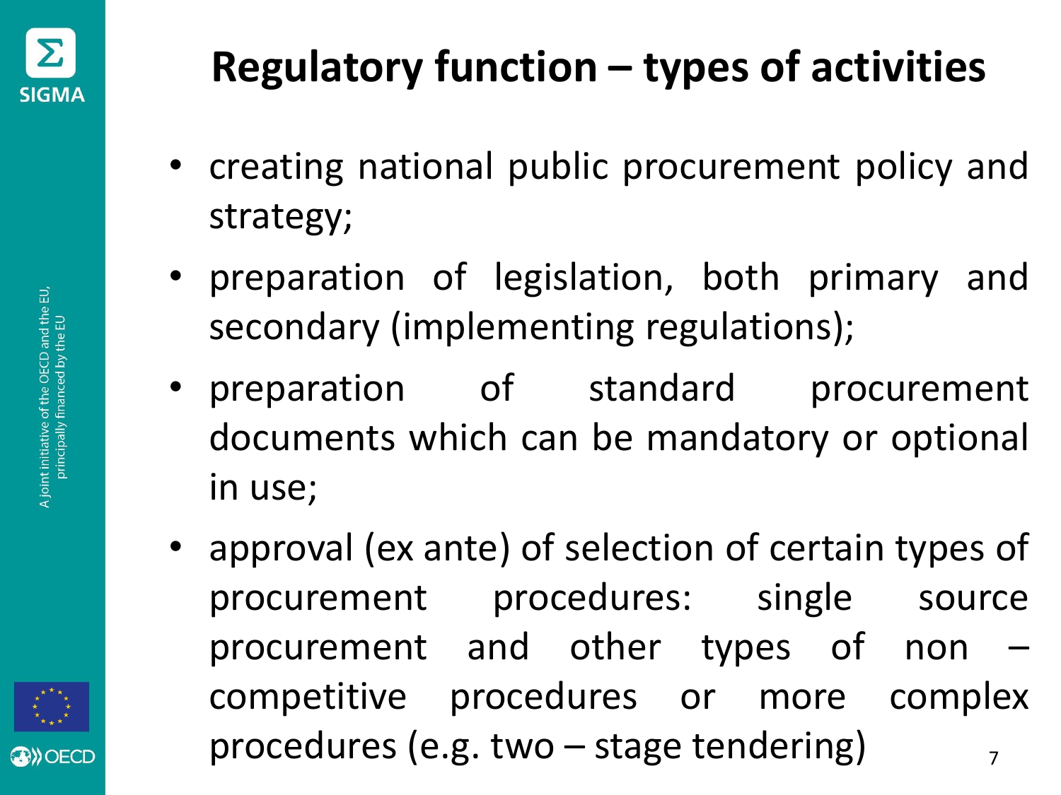# Regulatory function – types of activities

- creating national public procurement policy and strategy;
- preparation of legislation, both primary and secondary (implementing regulations);
- preparation of standard procurement documents which can be mandatory or optional in use;
- approval (ex ante) of selection of certain types of procurement procedures: single source procurement and other types of non – competitive procedures or more complex procedures (e.g. two – stage tendering)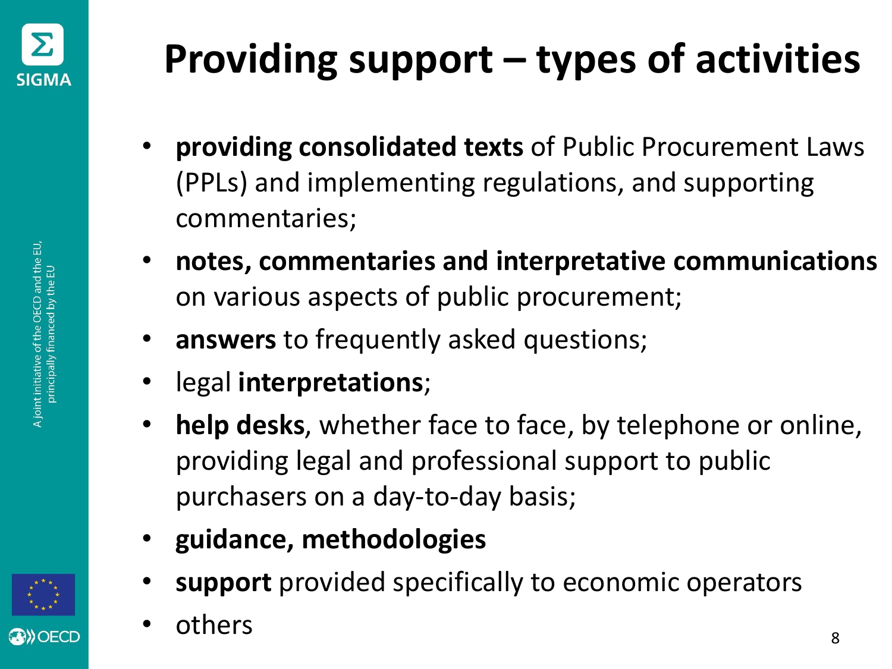# Providing support – types of activities

- **providing consolidated texts** of Public Procurement Laws (PPLs) and implementing regulations, and supporting commentaries;
- **notes, commentaries and interpretative communications** on various aspects of public procurement;
- **answers** to frequently asked questions;
- legal **interpretations**;
- **help desks**, whether face to face, by telephone or online, providing legal and professional support to public purchasers on a day-to-day basis;
- **guidance, methodologies**
- **support** provided specifically to economic operators
- others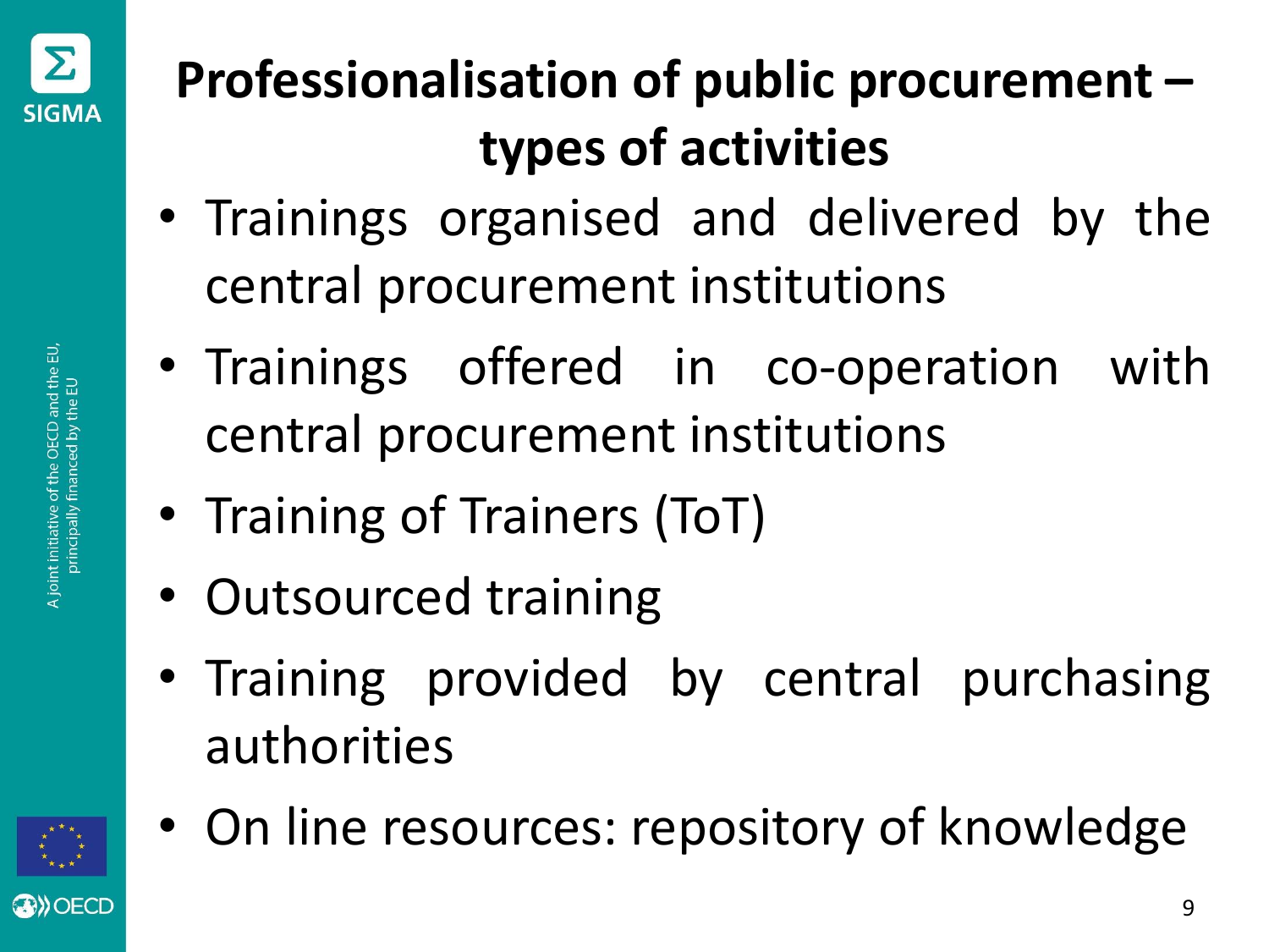# Professionalisation of public procurement – types of activities

- Trainings organised and delivered by the central procurement institutions
- Trainings offered in co-operation with central procurement institutions
- Training of Trainers (ToT)
- Outsourced training
- Training provided by central purchasing authorities
- On line resources: repository of knowledge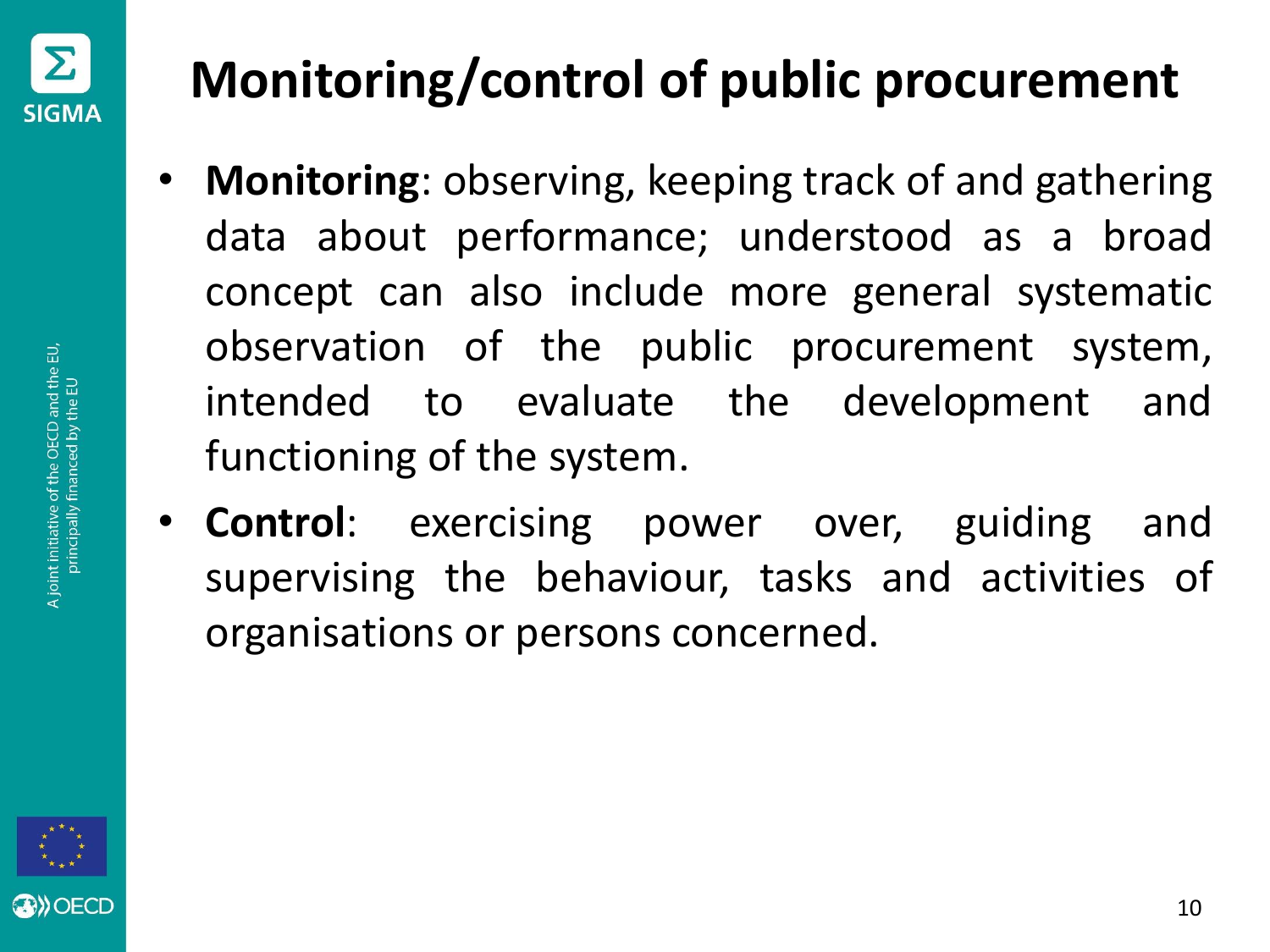# Monitoring/control of public procurement

- **Monitoring**: observing, keeping track of and gathering data about performance; understood as a broad concept can also include more general systematic observation of the public procurement system, intended to evaluate the development and functioning of the system.
- **Control**: exercising power over, guiding and supervising the behaviour, tasks and activities of organisations or persons concerned.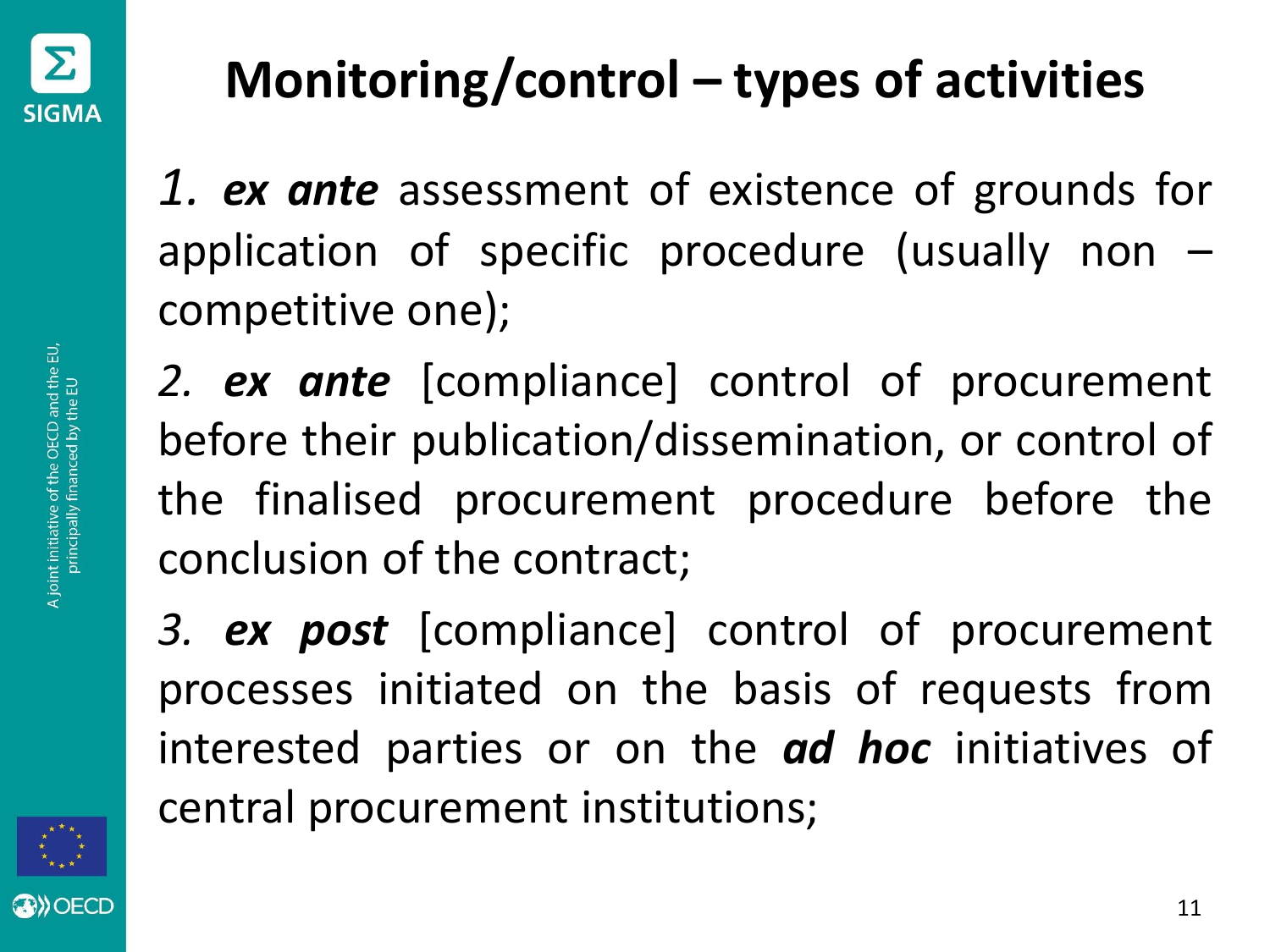# Monitoring/control – types of activities

*1.* ***ex ante*** assessment of existence of grounds for application of specific procedure (usually non – competitive one);

*2.* ***ex ante*** [compliance] control of procurement before their publication/dissemination, or control of the finalised procurement procedure before the conclusion of the contract;

*3.* ***ex post*** [compliance] control of procurement processes initiated on the basis of requests from interested parties or on the ***ad hoc*** initiatives of central procurement institutions;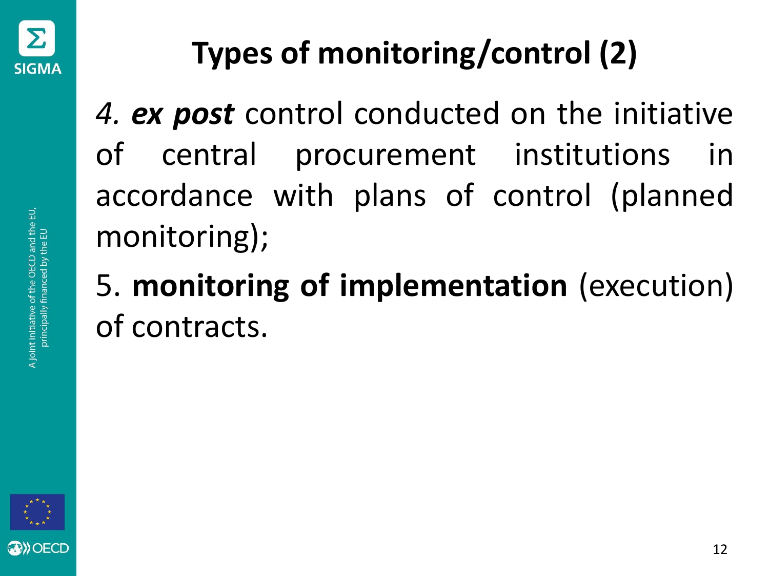# Types of monitoring/control (2)

*4.* ***ex post*** control conducted on the initiative of central procurement institutions in accordance with plans of control (planned monitoring);

5. **monitoring of implementation** (execution) of contracts.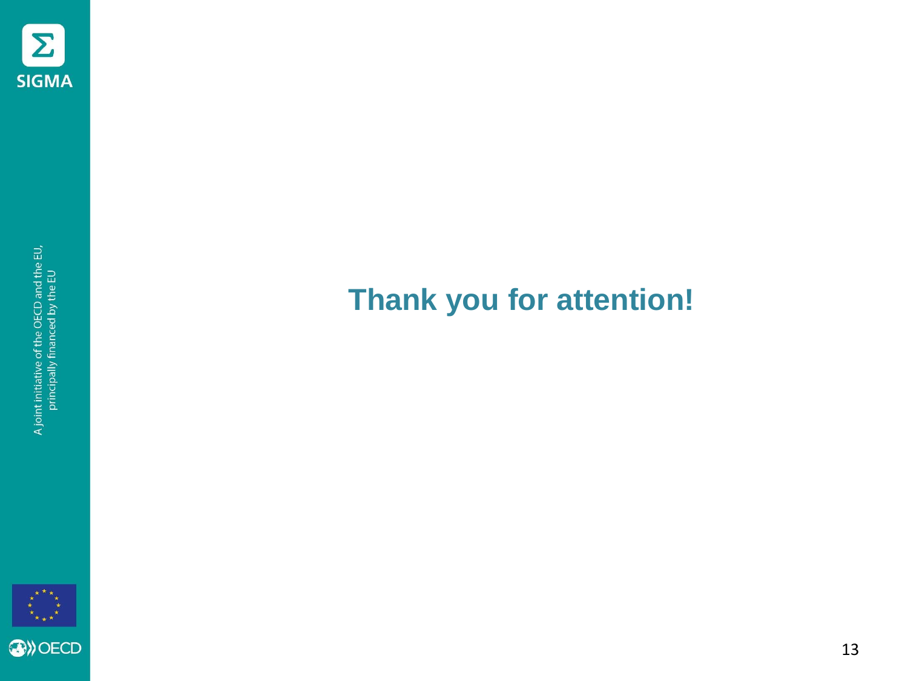SIGMA

A joint initiative of the OECD and the EU, principally financed by the EU

OECD

**Thank you for attention!**